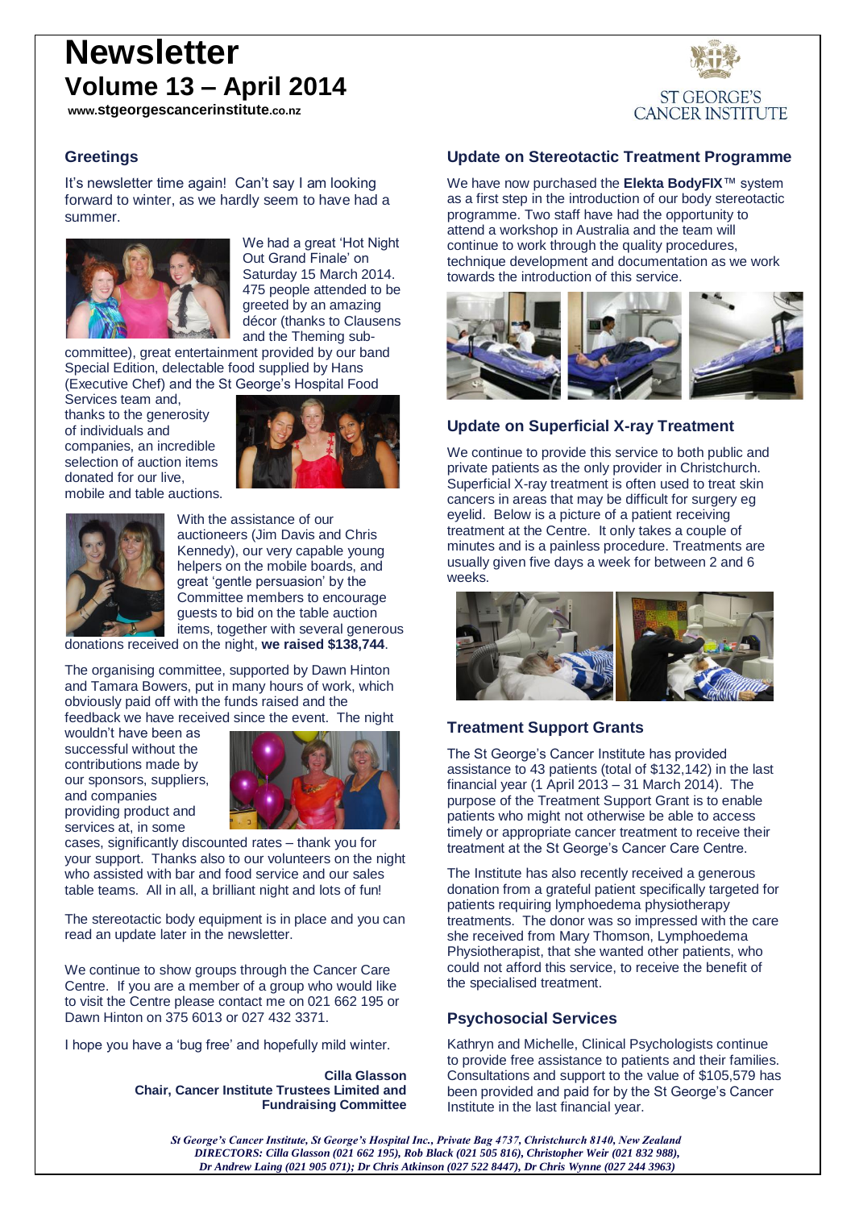# Newsletter

## Volume 13 – April 2014

www.**stgeorgescancerinstitute**.co.nz

ST GEORGE'S CANCER INSTITUTE

### Greetings

It's newsletter time again! Can't say I am looking forward to winter, as we hardly seem to have had a summer.

We had a great 'Hot Night Out Grand Finale' on Saturday 15 March 2014. 475 people attended to be greeted by an amazing décor (thanks to Clausens and the Theming sub-committee), great entertainment provided by our band Special Edition, delectable food supplied by Hans (Executive Chef) and the St George's Hospital Food Services team and, thanks to the generosity of individuals and companies, an incredible selection of auction items donated for our live, mobile and table auctions.

With the assistance of our auctioneers (Jim Davis and Chris Kennedy), our very capable young helpers on the mobile boards, and great 'gentle persuasion' by the Committee members to encourage guests to bid on the table auction items, together with several generous donations received on the night, **we raised $138,744**.

The organising committee, supported by Dawn Hinton and Tamara Bowers, put in many hours of work, which obviously paid off with the funds raised and the feedback we have received since the event. The night wouldn't have been as successful without the contributions made by our sponsors, suppliers, and companies providing product and services at, in some cases, significantly discounted rates – thank you for your support. Thanks also to our volunteers on the night who assisted with bar and food service and our sales table teams. All in all, a brilliant night and lots of fun!

The stereotactic body equipment is in place and you can read an update later in the newsletter.

We continue to show groups through the Cancer Care Centre. If you are a member of a group who would like to visit the Centre please contact me on 021 662 195 or Dawn Hinton on 375 6013 or 027 432 3371.

I hope you have a 'bug free' and hopefully mild winter.

**Cilla Glasson**
**Chair, Cancer Institute Trustees Limited and Fundraising Committee**

### Update on Stereotactic Treatment Programme

We have now purchased the **Elekta BodyFIX**™ system as a first step in the introduction of our body stereotactic programme. Two staff have had the opportunity to attend a workshop in Australia and the team will continue to work through the quality procedures, technique development and documentation as we work towards the introduction of this service.

### Update on Superficial X-ray Treatment

We continue to provide this service to both public and private patients as the only provider in Christchurch. Superficial X-ray treatment is often used to treat skin cancers in areas that may be difficult for surgery eg eyelid. Below is a picture of a patient receiving treatment at the Centre. It only takes a couple of minutes and is a painless procedure. Treatments are usually given five days a week for between 2 and 6 weeks.

### Treatment Support Grants

The St George's Cancer Institute has provided assistance to 43 patients (total of $132,142) in the last financial year (1 April 2013 – 31 March 2014). The purpose of the Treatment Support Grant is to enable patients who might not otherwise be able to access timely or appropriate cancer treatment to receive their treatment at the St George's Cancer Care Centre.

The Institute has also recently received a generous donation from a grateful patient specifically targeted for patients requiring lymphoedema physiotherapy treatments. The donor was so impressed with the care she received from Mary Thomson, Lymphoedema Physiotherapist, that she wanted other patients, who could not afford this service, to receive the benefit of the specialised treatment.

### Psychosocial Services

Kathryn and Michelle, Clinical Psychologists continue to provide free assistance to patients and their families. Consultations and support to the value of $105,579 has been provided and paid for by the St George's Cancer Institute in the last financial year.

*St George's Cancer Institute, St George's Hospital Inc., Private Bag 4737, Christchurch 8140, New Zealand*
*DIRECTORS: Cilla Glasson (021 662 195), Rob Black (021 505 816), Christopher Weir (021 832 988), Dr Andrew Laing (021 905 071); Dr Chris Atkinson (027 522 8447), Dr Chris Wynne (027 244 3963)*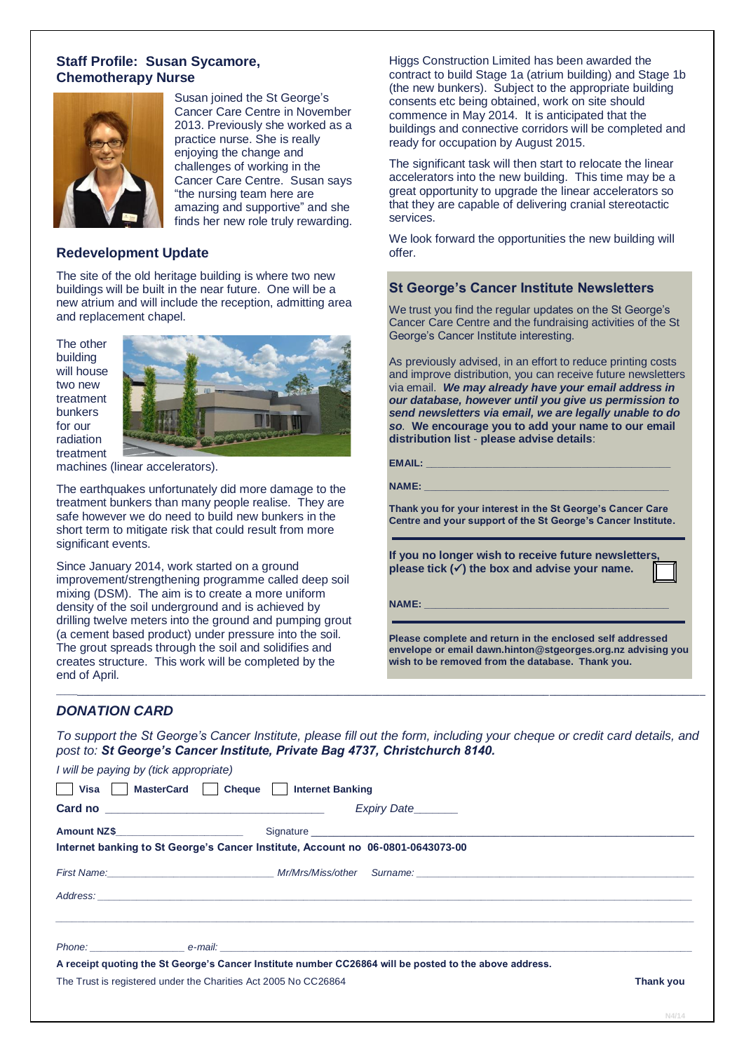## Staff Profile: Susan Sycamore, Chemotherapy Nurse

Susan joined the St George's Cancer Care Centre in November 2013. Previously she worked as a practice nurse. She is really enjoying the change and challenges of working in the Cancer Care Centre. Susan says "the nursing team here are amazing and supportive" and she finds her new role truly rewarding.

## Redevelopment Update

The site of the old heritage building is where two new buildings will be built in the near future. One will be a new atrium and will include the reception, admitting area and replacement chapel.

The other building will house two new treatment bunkers for our radiation treatment machines (linear accelerators).

The earthquakes unfortunately did more damage to the treatment bunkers than many people realise. They are safe however we do need to build new bunkers in the short term to mitigate risk that could result from more significant events.

Since January 2014, work started on a ground improvement/strengthening programme called deep soil mixing (DSM). The aim is to create a more uniform density of the soil underground and is achieved by drilling twelve meters into the ground and pumping grout (a cement based product) under pressure into the soil. The grout spreads through the soil and solidifies and creates structure. This work will be completed by the end of April.

Higgs Construction Limited has been awarded the contract to build Stage 1a (atrium building) and Stage 1b (the new bunkers). Subject to the appropriate building consents etc being obtained, work on site should commence in May 2014. It is anticipated that the buildings and connective corridors will be completed and ready for occupation by August 2015.

The significant task will then start to relocate the linear accelerators into the new building. This time may be a great opportunity to upgrade the linear accelerators so that they are capable of delivering cranial stereotactic services.

We look forward the opportunities the new building will offer.

## St George's Cancer Institute Newsletters

We trust you find the regular updates on the St George's Cancer Care Centre and the fundraising activities of the St George's Cancer Institute interesting.

As previously advised, in an effort to reduce printing costs and improve distribution, you can receive future newsletters via email. ***We may already have your email address in our database, however until you give us permission to send newsletters via email, we are legally unable to do so.*** **We encourage you to add your name to our email distribution list - please advise details**:

**EMAIL:** ______________________________________

**NAME:** ______________________________________

**Thank you for your interest in the St George's Cancer Care Centre and your support of the St George's Cancer Institute.**

**If you no longer wish to receive future newsletters, please tick (✓) the box and advise your name.** ☐

**NAME:** ______________________________________

**Please complete and return in the enclosed self addressed envelope or email dawn.hinton@stgeorges.org.nz advising you wish to be removed from the database. Thank you.**

---

## *DONATION CARD*

*To support the St George's Cancer Institute, please fill out the form, including your cheque or credit card details, and post to:* ***St George's Cancer Institute, Private Bag 4737, Christchurch 8140.***

*I will be paying by (tick appropriate)*

☐ **Visa** ☐ **MasterCard** ☐ **Cheque** ☐ **Internet Banking**

**Card no** ______________________________ *Expiry Date*_______

**Amount NZ$**____________________ Signature ______________________________

**Internet banking to St George's Cancer Institute, Account no 06-0801-0643073-00**

*First Name:*__________________________ *Mr/Mrs/Miss/other* *Surname:* ______________________________

*Address:* ______________________________________________________________

______________________________________________________________

*Phone:* ________________ *e-mail:* ______________________________________

**A receipt quoting the St George's Cancer Institute number CC26864 will be posted to the above address.**

The Trust is registered under the Charities Act 2005 No CC26864 **Thank you**